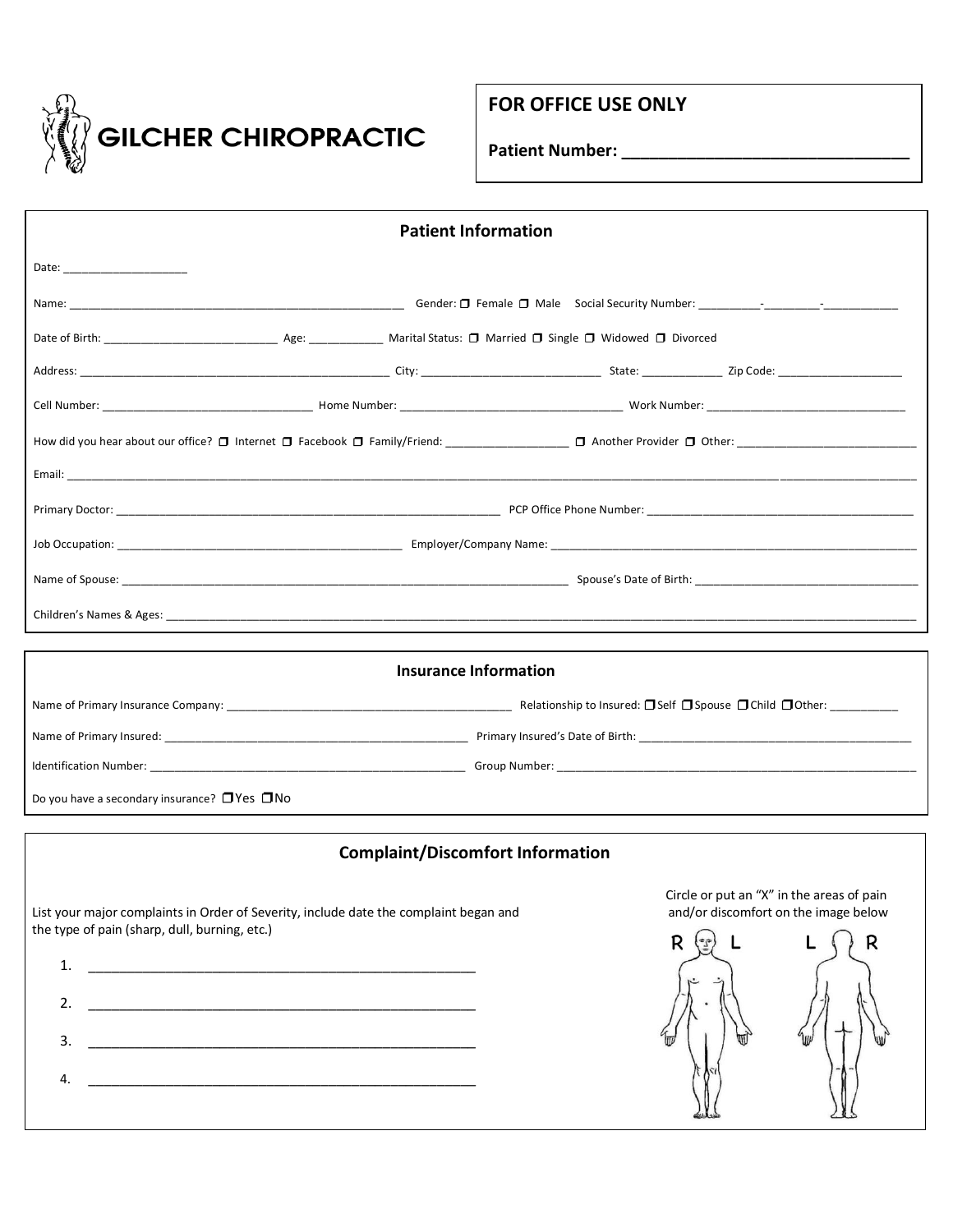# GILCHER CHIROPRACTIC

**FOR OFFICE USE ONLY**

**Patient Number: ______________________________**

## Patient Information

Date: ____________________

Name: ______________________________________________________ Gender: ❒ Female ❒ Male Social Security Number: __________-_________-____________

Date of Birth: ____________________________ Age: ____________ Marital Status: ❒ Married ❒ Single ❒ Widowed ❒ Divorced

Address: ___________________________________________________ City: _____________________________ State: _____________ Zip Code: ____________________

Cell Number: __________________________________ Home Number: ____________________________________ Work Number: _________________________________

How did you hear about our office? ❒ Internet ❒ Facebook ❒ Family/Friend: ____________________ ❒ Another Provider ❒ Other: ______________________________

Email: ________________________________________________________________________________________________________________________________

Primary Doctor: ______________________________________________________________ PCP Office Phone Number: ___________________________________________

Job Occupation: ______________________________________________ Employer/Company Name: ____________________________________________________________

Name of Spouse: _________________________________________________________________________ Spouse's Date of Birth: _____________________________________

Children's Names & Ages: _______________________________________________________________________________________________________________

## Insurance Information

Name of Primary Insurance Company: ______________________________________________ Relationship to Insured: ❒ Self ❒ Spouse ❒ Child ❒ Other: ___________

Name of Primary Insured: _________________________________________________ Primary Insured's Date of Birth: ___________________________________________

Identification Number: ____________________________________________________ Group Number: ____________________________________________________________

Do you have a secondary insurance? ❒ Yes ❒ No

## Complaint/Discomfort Information

List your major complaints in Order of Severity, include date the complaint began and the type of pain (sharp, dull, burning, etc.)

1. ______________________________________________________
2. ______________________________________________________
3. ______________________________________________________
4. ______________________________________________________

Circle or put an "X" in the areas of pain and/or discomfort on the image below

R L L R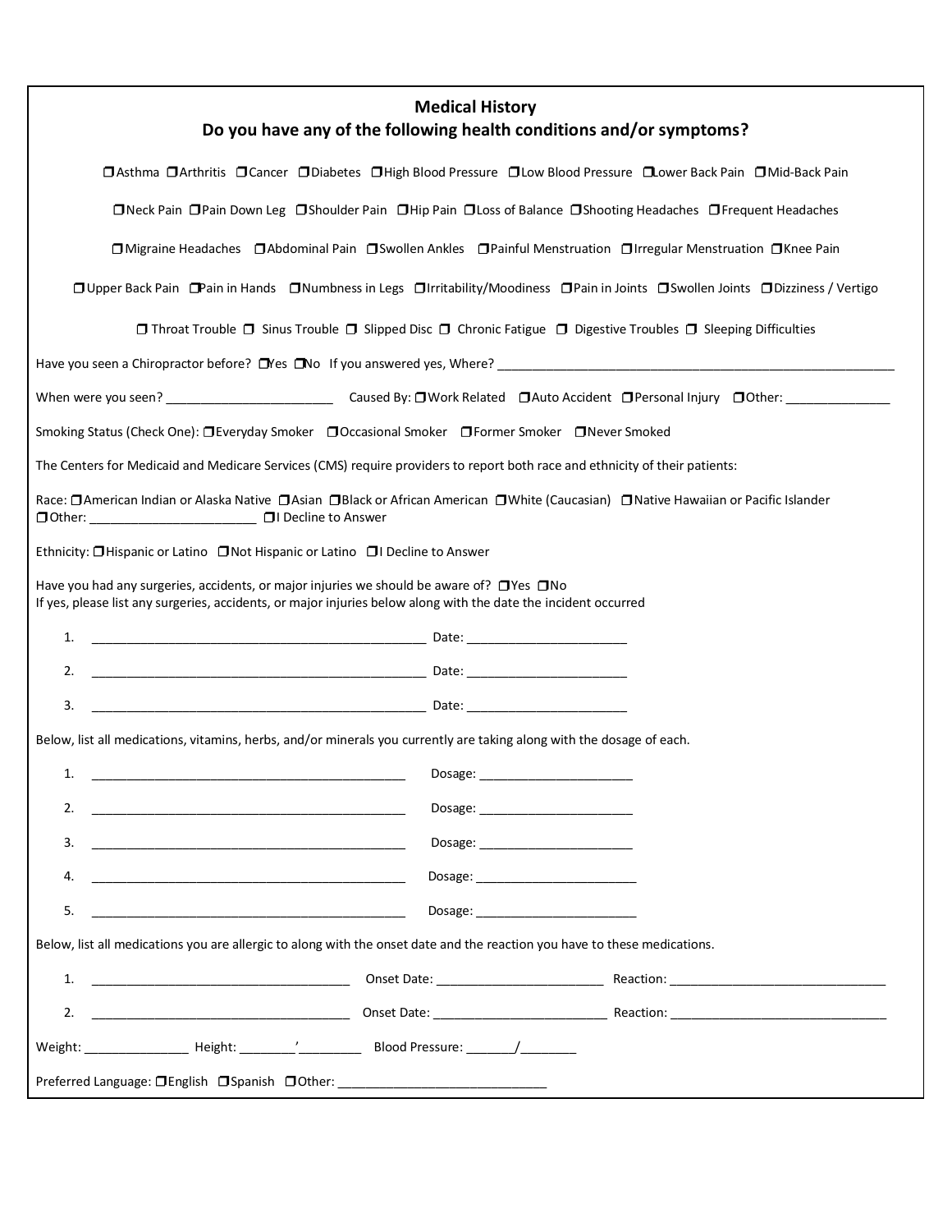## Medical History

### Do you have any of the following health conditions and/or symptoms?

❒ Asthma ❒ Arthritis ❒ Cancer ❒ Diabetes ❒ High Blood Pressure ❒ Low Blood Pressure ❒ Lower Back Pain ❒ Mid-Back Pain

❒ Neck Pain ❒ Pain Down Leg ❒ Shoulder Pain ❒ Hip Pain ❒ Loss of Balance ❒ Shooting Headaches ❒ Frequent Headaches

❒ Migraine Headaches ❒ Abdominal Pain ❒ Swollen Ankles ❒ Painful Menstruation ❒ Irregular Menstruation ❒ Knee Pain

❒ Upper Back Pain ❒ Pain in Hands ❒ Numbness in Legs ❒ Irritability/Moodiness ❒ Pain in Joints ❒ Swollen Joints ❒ Dizziness / Vertigo

❒ Throat Trouble ❒ Sinus Trouble ❒ Slipped Disc ❒ Chronic Fatigue ❒ Digestive Troubles ❒ Sleeping Difficulties

Have you seen a Chiropractor before? ❒ Yes ❒ No If you answered yes, Where? ____________________

When were you seen? ____________________ Caused By: ❒ Work Related ❒ Auto Accident ❒ Personal Injury ❒ Other: ____________

Smoking Status (Check One): ❒ Everyday Smoker ❒ Occasional Smoker ❒ Former Smoker ❒ Never Smoked

The Centers for Medicaid and Medicare Services (CMS) require providers to report both race and ethnicity of their patients:

Race: ❒ American Indian or Alaska Native ❒ Asian ❒ Black or African American ❒ White (Caucasian) ❒ Native Hawaiian or Pacific Islander ❒ Other: ____________________ ❒ I Decline to Answer

Ethnicity: ❒ Hispanic or Latino ❒ Not Hispanic or Latino ❒ I Decline to Answer

Have you had any surgeries, accidents, or major injuries we should be aware of? ❒ Yes ❒ No
If yes, please list any surgeries, accidents, or major injuries below along with the date the incident occurred

1. ____________________ Date: ____________
2. ____________________ Date: ____________
3. ____________________ Date: ____________

Below, list all medications, vitamins, herbs, and/or minerals you currently are taking along with the dosage of each.

1. ____________________ Dosage: ____________
2. ____________________ Dosage: ____________
3. ____________________ Dosage: ____________
4. ____________________ Dosage: ____________
5. ____________________ Dosage: ____________

Below, list all medications you are allergic to along with the onset date and the reaction you have to these medications.

1. ____________________ Onset Date: ____________ Reaction: ____________
2. ____________________ Onset Date: ____________ Reaction: ____________

Weight: ____________ Height: ______'______ Blood Pressure: ______/______

Preferred Language: ❒ English ❒ Spanish ❒ Other: ____________________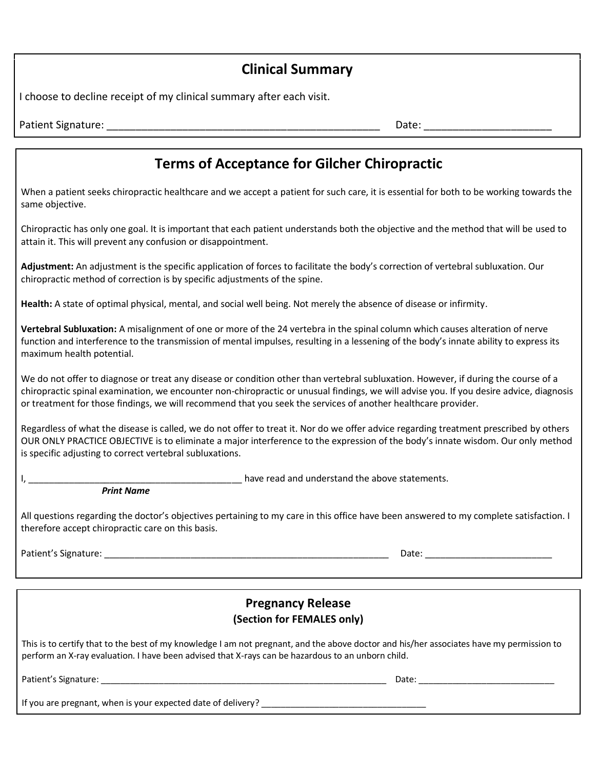## Clinical Summary

I choose to decline receipt of my clinical summary after each visit.

Patient Signature: ________________________________________________ Date: ______________________

## Terms of Acceptance for Gilcher Chiropractic

When a patient seeks chiropractic healthcare and we accept a patient for such care, it is essential for both to be working towards the same objective.

Chiropractic has only one goal. It is important that each patient understands both the objective and the method that will be used to attain it. This will prevent any confusion or disappointment.

**Adjustment:** An adjustment is the specific application of forces to facilitate the body's correction of vertebral subluxation. Our chiropractic method of correction is by specific adjustments of the spine.

**Health:** A state of optimal physical, mental, and social well being. Not merely the absence of disease or infirmity.

**Vertebral Subluxation:** A misalignment of one or more of the 24 vertebra in the spinal column which causes alteration of nerve function and interference to the transmission of mental impulses, resulting in a lessening of the body's innate ability to express its maximum health potential.

We do not offer to diagnose or treat any disease or condition other than vertebral subluxation. However, if during the course of a chiropractic spinal examination, we encounter non-chiropractic or unusual findings, we will advise you. If you desire advice, diagnosis or treatment for those findings, we will recommend that you seek the services of another healthcare provider.

Regardless of what the disease is called, we do not offer to treat it. Nor do we offer advice regarding treatment prescribed by others OUR ONLY PRACTICE OBJECTIVE is to eliminate a major interference to the expression of the body's innate wisdom. Our only method is specific adjusting to correct vertebral subluxations.

I, ________________________________________ have read and understand the above statements.
***Print Name***

All questions regarding the doctor's objectives pertaining to my care in this office have been answered to my complete satisfaction. I therefore accept chiropractic care on this basis.

Patient's Signature: ________________________________________________________ Date: _________________________

## Pregnancy Release
### (Section for FEMALES only)

This is to certify that to the best of my knowledge I am not pregnant, and the above doctor and his/her associates have my permission to perform an X-ray evaluation. I have been advised that X-rays can be hazardous to an unborn child.

Patient's Signature: ____________________________________________________________ Date: ____________________________

If you are pregnant, when is your expected date of delivery? __________________________________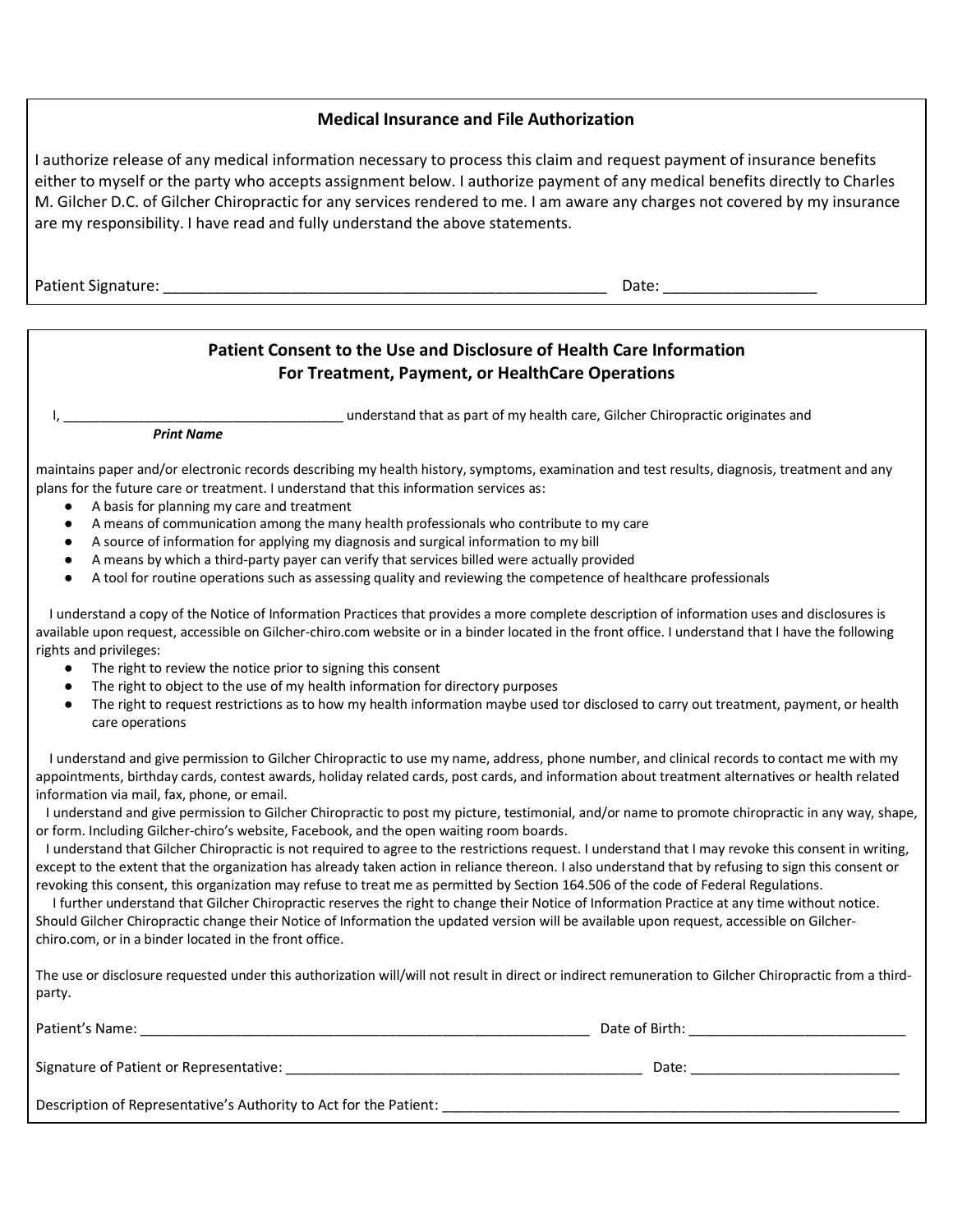## Medical Insurance and File Authorization

I authorize release of any medical information necessary to process this claim and request payment of insurance benefits either to myself or the party who accepts assignment below. I authorize payment of any medical benefits directly to Charles M. Gilcher D.C. of Gilcher Chiropractic for any services rendered to me. I am aware any charges not covered by my insurance are my responsibility. I have read and fully understand the above statements.

Patient Signature: ______________________________________________________ Date: __________________

## Patient Consent to the Use and Disclosure of Health Care Information For Treatment, Payment, or HealthCare Operations

I, ______________________________________ understand that as part of my health care, Gilcher Chiropractic originates and
***Print Name***

maintains paper and/or electronic records describing my health history, symptoms, examination and test results, diagnosis, treatment and any plans for the future care or treatment. I understand that this information services as:

- A basis for planning my care and treatment
- A means of communication among the many health professionals who contribute to my care
- A source of information for applying my diagnosis and surgical information to my bill
- A means by which a third-party payer can verify that services billed were actually provided
- A tool for routine operations such as assessing quality and reviewing the competence of healthcare professionals

I understand a copy of the Notice of Information Practices that provides a more complete description of information uses and disclosures is available upon request, accessible on Gilcher-chiro.com website or in a binder located in the front office. I understand that I have the following rights and privileges:

- The right to review the notice prior to signing this consent
- The right to object to the use of my health information for directory purposes
- The right to request restrictions as to how my health information maybe used tor disclosed to carry out treatment, payment, or health care operations

I understand and give permission to Gilcher Chiropractic to use my name, address, phone number, and clinical records to contact me with my appointments, birthday cards, contest awards, holiday related cards, post cards, and information about treatment alternatives or health related information via mail, fax, phone, or email.

I understand and give permission to Gilcher Chiropractic to post my picture, testimonial, and/or name to promote chiropractic in any way, shape, or form. Including Gilcher-chiro's website, Facebook, and the open waiting room boards.

I understand that Gilcher Chiropractic is not required to agree to the restrictions request. I understand that I may revoke this consent in writing, except to the extent that the organization has already taken action in reliance thereon. I also understand that by refusing to sign this consent or revoking this consent, this organization may refuse to treat me as permitted by Section 164.506 of the code of Federal Regulations.

I further understand that Gilcher Chiropractic reserves the right to change their Notice of Information Practice at any time without notice. Should Gilcher Chiropractic change their Notice of Information the updated version will be available upon request, accessible on Gilcher-chiro.com, or in a binder located in the front office.

The use or disclosure requested under this authorization will/will not result in direct or indirect remuneration to Gilcher Chiropractic from a third-party.

Patient's Name: ____________________________________________________________ Date of Birth: ____________________________

Signature of Patient or Representative: ________________________________________________ Date: ___________________________

Description of Representative's Authority to Act for the Patient: ____________________________________________________________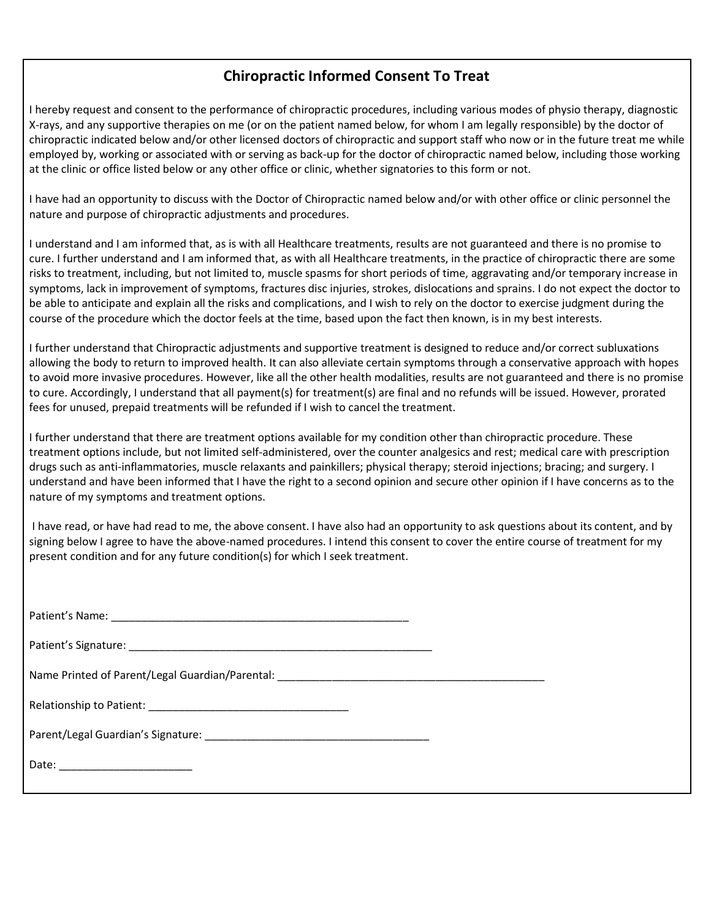# Chiropractic Informed Consent To Treat

I hereby request and consent to the performance of chiropractic procedures, including various modes of physio therapy, diagnostic X-rays, and any supportive therapies on me (or on the patient named below, for whom I am legally responsible) by the doctor of chiropractic indicated below and/or other licensed doctors of chiropractic and support staff who now or in the future treat me while employed by, working or associated with or serving as back-up for the doctor of chiropractic named below, including those working at the clinic or office listed below or any other office or clinic, whether signatories to this form or not.

I have had an opportunity to discuss with the Doctor of Chiropractic named below and/or with other office or clinic personnel the nature and purpose of chiropractic adjustments and procedures.

I understand and I am informed that, as is with all Healthcare treatments, results are not guaranteed and there is no promise to cure. I further understand and I am informed that, as with all Healthcare treatments, in the practice of chiropractic there are some risks to treatment, including, but not limited to, muscle spasms for short periods of time, aggravating and/or temporary increase in symptoms, lack in improvement of symptoms, fractures disc injuries, strokes, dislocations and sprains. I do not expect the doctor to be able to anticipate and explain all the risks and complications, and I wish to rely on the doctor to exercise judgment during the course of the procedure which the doctor feels at the time, based upon the fact then known, is in my best interests.

I further understand that Chiropractic adjustments and supportive treatment is designed to reduce and/or correct subluxations allowing the body to return to improved health. It can also alleviate certain symptoms through a conservative approach with hopes to avoid more invasive procedures. However, like all the other health modalities, results are not guaranteed and there is no promise to cure. Accordingly, I understand that all payment(s) for treatment(s) are final and no refunds will be issued. However, prorated fees for unused, prepaid treatments will be refunded if I wish to cancel the treatment.

I further understand that there are treatment options available for my condition other than chiropractic procedure. These treatment options include, but not limited self-administered, over the counter analgesics and rest; medical care with prescription drugs such as anti-inflammatories, muscle relaxants and painkillers; physical therapy; steroid injections; bracing; and surgery. I understand and have been informed that I have the right to a second opinion and secure other opinion if I have concerns as to the nature of my symptoms and treatment options.

I have read, or have had read to me, the above consent. I have also had an opportunity to ask questions about its content, and by signing below I agree to have the above-named procedures. I intend this consent to cover the entire course of treatment for my present condition and for any future condition(s) for which I seek treatment.

Patient's Name: ___________________________________________________

Patient's Signature: ____________________________________________________

Name Printed of Parent/Legal Guardian/Parental: ______________________________________________

Relationship to Patient: _________________________________

Parent/Legal Guardian's Signature: _____________________________________

Date: ______________________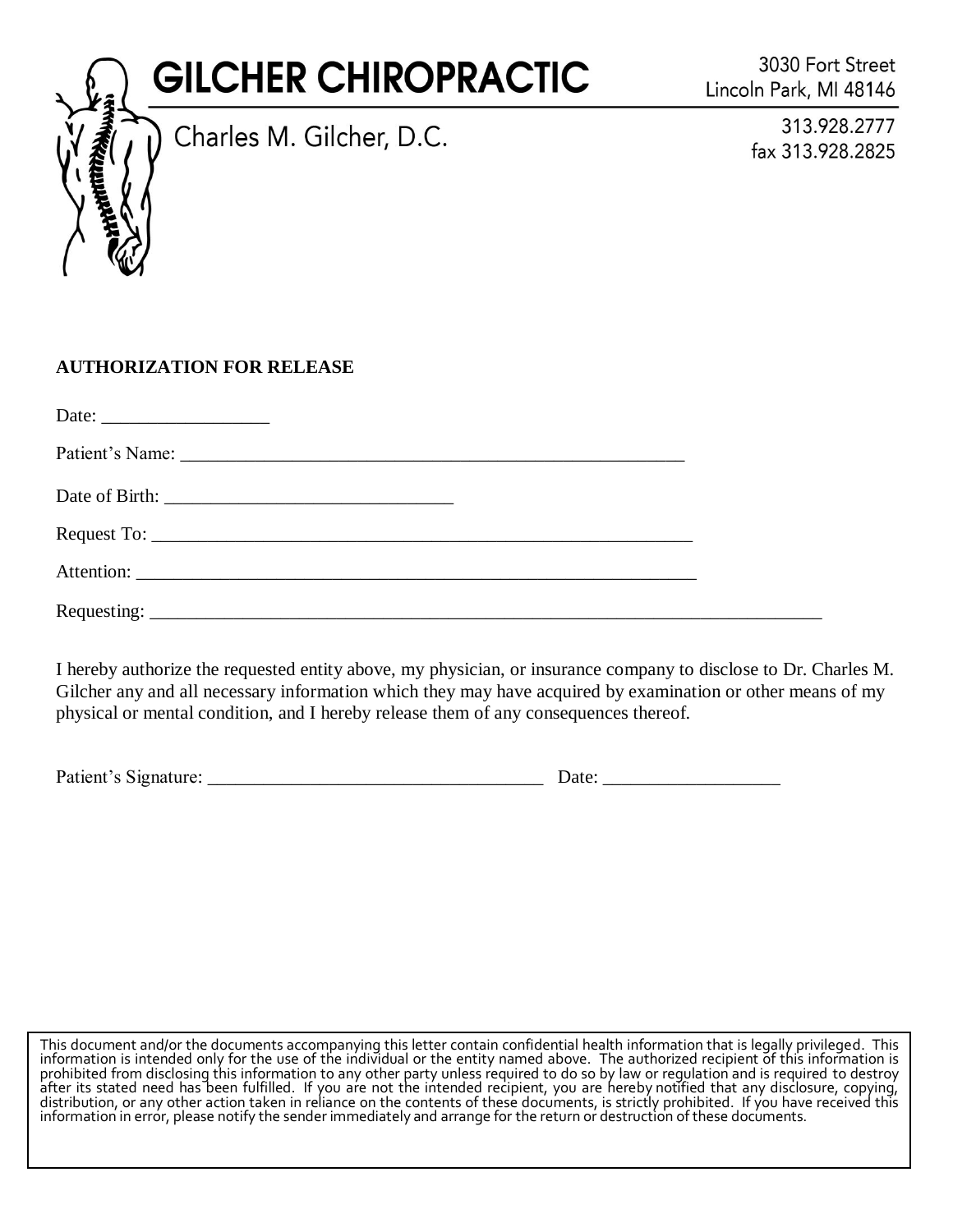# GILCHER CHIROPRACTIC

Charles M. Gilcher, D.C.

3030 Fort Street
Lincoln Park, MI 48146

313.928.2777
fax 313.928.2825

**AUTHORIZATION FOR RELEASE**

Date: __________________

Patient's Name: ________________________________________________________

Date of Birth: ________________________________

Request To: ____________________________________________________________

Attention: ______________________________________________________________

Requesting: __________________________________________________________________________

I hereby authorize the requested entity above, my physician, or insurance company to disclose to Dr. Charles M. Gilcher any and all necessary information which they may have acquired by examination or other means of my physical or mental condition, and I hereby release them of any consequences thereof.

Patient's Signature: _____________________________________ Date: ___________________

This document and/or the documents accompanying this letter contain confidential health information that is legally privileged. This information is intended only for the use of the individual or the entity named above. The authorized recipient of this information is prohibited from disclosing this information to any other party unless required to do so by law or regulation and is required to destroy after its stated need has been fulfilled. If you are not the intended recipient, you are hereby notified that any disclosure, copying, distribution, or any other action taken in reliance on the contents of these documents, is strictly prohibited. If you have received this information in error, please notify the sender immediately and arrange for the return or destruction of these documents.